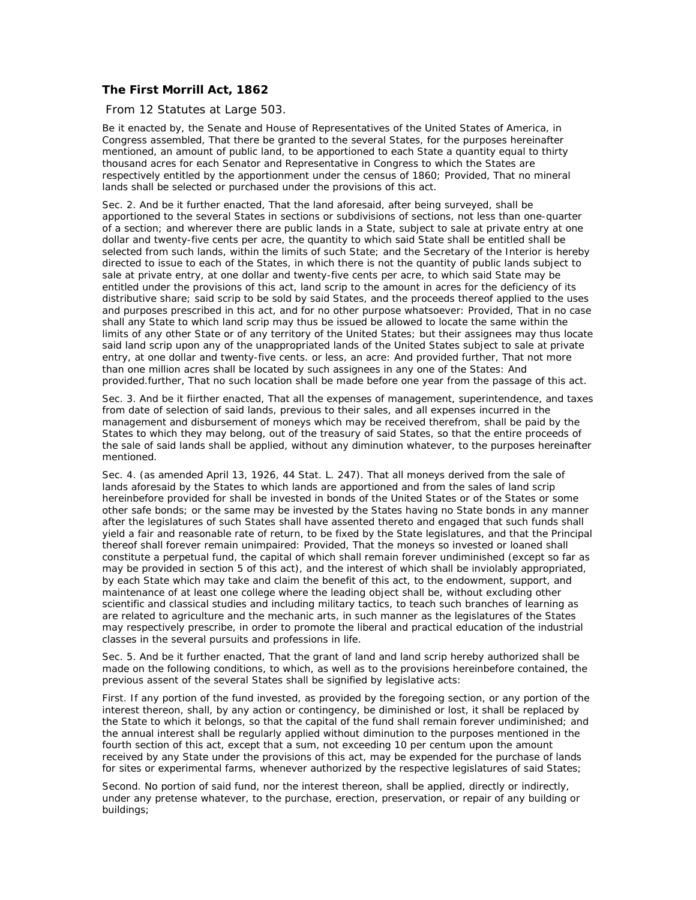## The First Morrill Act, 1862

From 12 Statutes at Large 503.

Be it enacted by, the Senate and House of Representatives of the United States of America, in Congress assembled, That there be granted to the several States, for the purposes hereinafter mentioned, an amount of public land, to be apportioned to each State a quantity equal to thirty thousand acres for each Senator and Representative in Congress to which the States are respectively entitled by the apportionment under the census of 1860; Provided, That no mineral lands shall be selected or purchased under the provisions of this act.

Sec. 2. And be it further enacted, That the land aforesaid, after being surveyed, shall be apportioned to the several States in sections or subdivisions of sections, not less than one-quarter of a section; and wherever there are public lands in a State, subject to sale at private entry at one dollar and twenty-five cents per acre, the quantity to which said State shall be entitled shall be selected from such lands, within the limits of such State; and the Secretary of the Interior is hereby directed to issue to each of the States, in which there is not the quantity of public lands subject to sale at private entry, at one dollar and twenty-five cents per acre, to which said State may be entitled under the provisions of this act, land scrip to the amount in acres for the deficiency of its distributive share; said scrip to be sold by said States, and the proceeds thereof applied to the uses and purposes prescribed in this act, and for no other purpose whatsoever: Provided, That in no case shall any State to which land scrip may thus be issued be allowed to locate the same within the limits of any other State or of any territory of the United States; but their assignees may thus locate said land scrip upon any of the unappropriated lands of the United States subject to sale at private entry, at one dollar and twenty-five cents. or less, an acre: And provided further, That not more than one million acres shall be located by such assignees in any one of the States: And provided.further, That no such location shall be made before one year from the passage of this act.

Sec. 3. And be it fiirther enacted, That all the expenses of management, superintendence, and taxes from date of selection of said lands, previous to their sales, and all expenses incurred in the management and disbursement of moneys which may be received therefrom, shall be paid by the States to which they may belong, out of the treasury of said States, so that the entire proceeds of the sale of said lands shall be applied, without any diminution whatever, to the purposes hereinafter mentioned.

Sec. 4. (as amended April 13, 1926, 44 Stat. L. 247). That all moneys derived from the sale of lands aforesaid by the States to which lands are apportioned and from the sales of land scrip hereinbefore provided for shall be invested in bonds of the United States or of the States or some other safe bonds; or the same may be invested by the States having no State bonds in any manner after the legislatures of such States shall have assented thereto and engaged that such funds shall yield a fair and reasonable rate of return, to be fixed by the State legislatures, and that the Principal thereof shall forever remain unimpaired: Provided, That the moneys so invested or loaned shall constitute a perpetual fund, the capital of which shall remain forever undiminished (except so far as may be provided in section 5 of this act), and the interest of which shall be inviolably appropriated, by each State which may take and claim the benefit of this act, to the endowment, support, and maintenance of at least one college where the leading object shall be, without excluding other scientific and classical studies and including military tactics, to teach such branches of learning as are related to agriculture and the mechanic arts, in such manner as the legislatures of the States may respectively prescribe, in order to promote the liberal and practical education of the industrial classes in the several pursuits and professions in life.

Sec. 5. And be it further enacted, That the grant of land and land scrip hereby authorized shall be made on the following conditions, to which, as well as to the provisions hereinbefore contained, the previous assent of the several States shall be signified by legislative acts:

First. If any portion of the fund invested, as provided by the foregoing section, or any portion of the interest thereon, shall, by any action or contingency, be diminished or lost, it shall be replaced by the State to which it belongs, so that the capital of the fund shall remain forever undiminished; and the annual interest shall be regularly applied without diminution to the purposes mentioned in the fourth section of this act, except that a sum, not exceeding 10 per centum upon the amount received by any State under the provisions of this act, may be expended for the purchase of lands for sites or experimental farms, whenever authorized by the respective legislatures of said States;

Second. No portion of said fund, nor the interest thereon, shall be applied, directly or indirectly, under any pretense whatever, to the purchase, erection, preservation, or repair of any building or buildings;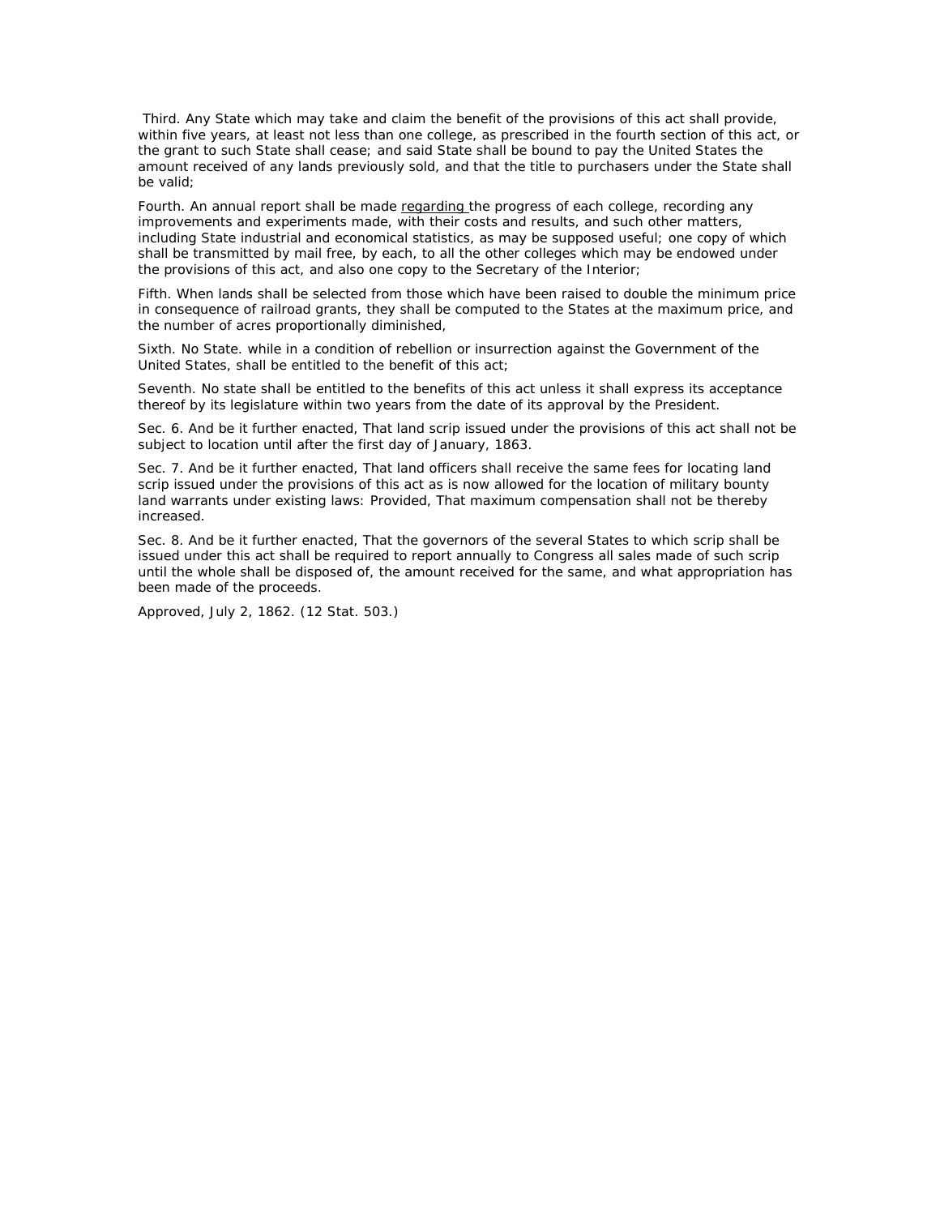Third. Any State which may take and claim the benefit of the provisions of this act shall provide, within five years, at least not less than one college, as prescribed in the fourth section of this act, or the grant to such State shall cease; and said State shall be bound to pay the United States the amount received of any lands previously sold, and that the title to purchasers under the State shall be valid;

Fourth. An annual report shall be made regarding the progress of each college, recording any improvements and experiments made, with their costs and results, and such other matters, including State industrial and economical statistics, as may be supposed useful; one copy of which shall be transmitted by mail free, by each, to all the other colleges which may be endowed under the provisions of this act, and also one copy to the Secretary of the Interior;

Fifth. When lands shall be selected from those which have been raised to double the minimum price in consequence of railroad grants, they shall be computed to the States at the maximum price, and the number of acres proportionally diminished,

Sixth. No State. while in a condition of rebellion or insurrection against the Government of the United States, shall be entitled to the benefit of this act;

Seventh. No state shall be entitled to the benefits of this act unless it shall express its acceptance thereof by its legislature within two years from the date of its approval by the President.

Sec. 6. And be it further enacted, That land scrip issued under the provisions of this act shall not be subject to location until after the first day of January, 1863.

Sec. 7. And be it further enacted, That land officers shall receive the same fees for locating land scrip issued under the provisions of this act as is now allowed for the location of military bounty land warrants under existing laws: Provided, That maximum compensation shall not be thereby increased.

Sec. 8. And be it further enacted, That the governors of the several States to which scrip shall be issued under this act shall be required to report annually to Congress all sales made of such scrip until the whole shall be disposed of, the amount received for the same, and what appropriation has been made of the proceeds.

Approved, July 2, 1862. (12 Stat. 503.)